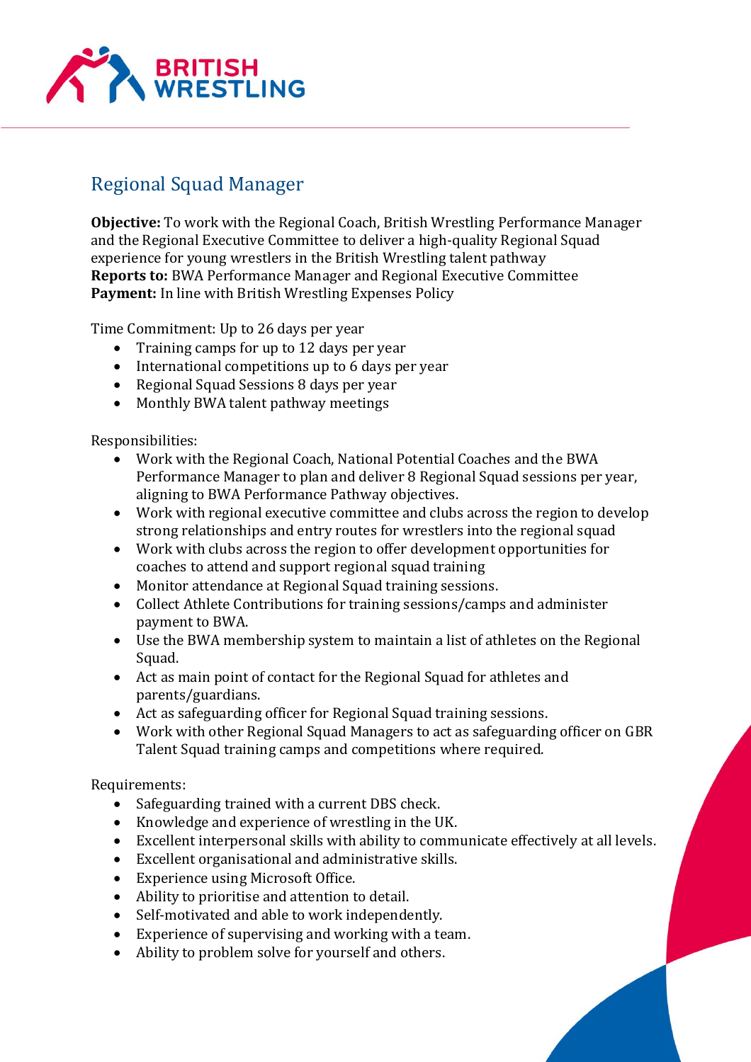# Regional Squad Manager

**Objective:** To work with the Regional Coach, British Wrestling Performance Manager and the Regional Executive Committee to deliver a high-quality Regional Squad experience for young wrestlers in the British Wrestling talent pathway
**Reports to:** BWA Performance Manager and Regional Executive Committee
**Payment:** In line with British Wrestling Expenses Policy

Time Commitment: Up to 26 days per year

- Training camps for up to 12 days per year
- International competitions up to 6 days per year
- Regional Squad Sessions 8 days per year
- Monthly BWA talent pathway meetings

Responsibilities:

- Work with the Regional Coach, National Potential Coaches and the BWA Performance Manager to plan and deliver 8 Regional Squad sessions per year, aligning to BWA Performance Pathway objectives.
- Work with regional executive committee and clubs across the region to develop strong relationships and entry routes for wrestlers into the regional squad
- Work with clubs across the region to offer development opportunities for coaches to attend and support regional squad training
- Monitor attendance at Regional Squad training sessions.
- Collect Athlete Contributions for training sessions/camps and administer payment to BWA.
- Use the BWA membership system to maintain a list of athletes on the Regional Squad.
- Act as main point of contact for the Regional Squad for athletes and parents/guardians.
- Act as safeguarding officer for Regional Squad training sessions.
- Work with other Regional Squad Managers to act as safeguarding officer on GBR Talent Squad training camps and competitions where required.

Requirements:

- Safeguarding trained with a current DBS check.
- Knowledge and experience of wrestling in the UK.
- Excellent interpersonal skills with ability to communicate effectively at all levels.
- Excellent organisational and administrative skills.
- Experience using Microsoft Office.
- Ability to prioritise and attention to detail.
- Self-motivated and able to work independently.
- Experience of supervising and working with a team.
- Ability to problem solve for yourself and others.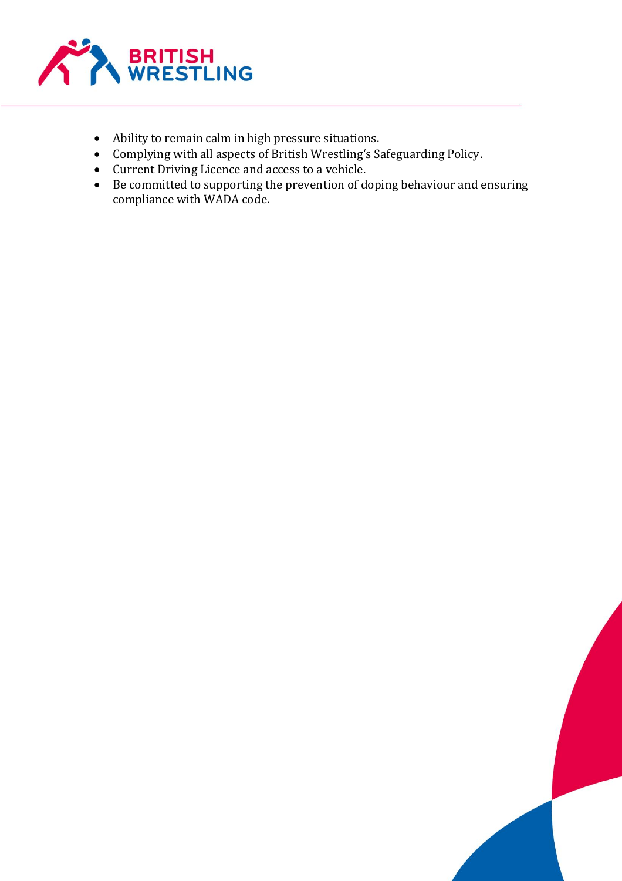- Ability to remain calm in high pressure situations.
- Complying with all aspects of British Wrestling's Safeguarding Policy.
- Current Driving Licence and access to a vehicle.
- Be committed to supporting the prevention of doping behaviour and ensuring compliance with WADA code.